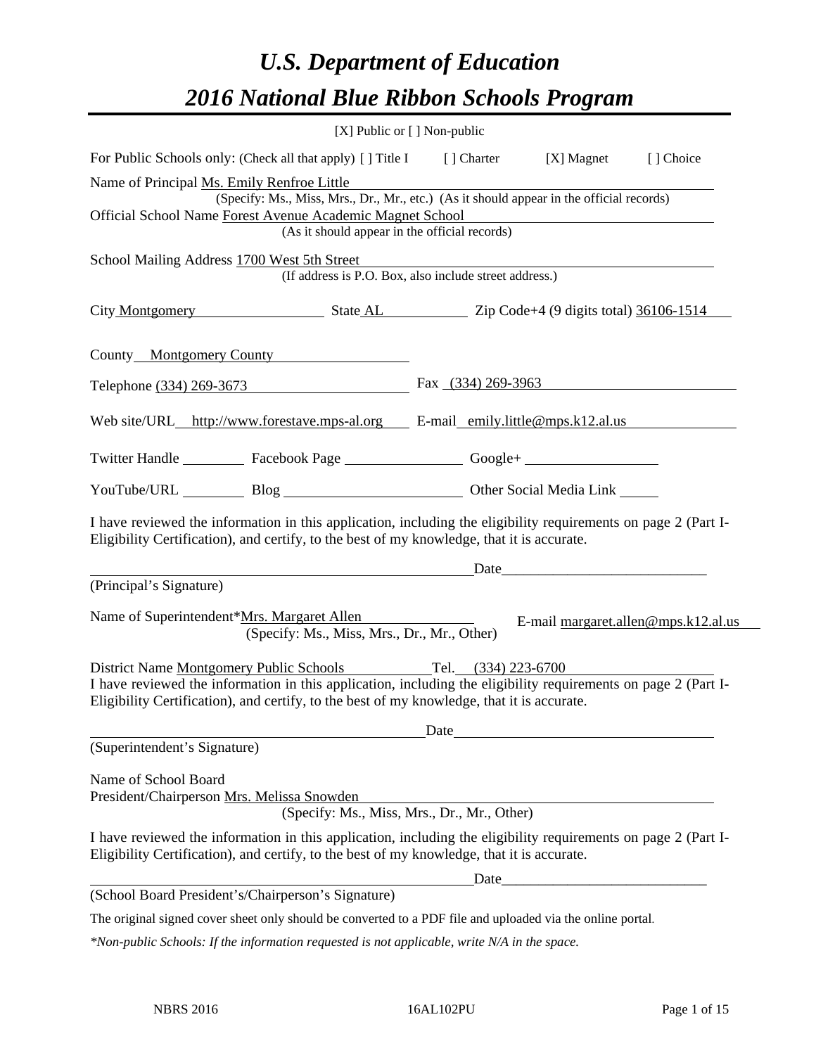# *U.S. Department of Education*

# *2016 National Blue Ribbon Schools Program*

[X] Public or [ ] Non-public

For Public Schools only: (Check all that apply) [ ] Title I [ ] Charter [X] Magnet [ ] Choice

Name of Principal Ms. Emily Renfroe Little
(Specify: Ms., Miss, Mrs., Dr., Mr., etc.) (As it should appear in the official records)

Official School Name Forest Avenue Academic Magnet School
(As it should appear in the official records)

School Mailing Address 1700 West 5th Street
(If address is P.O. Box, also include street address.)

City Montgomery State AL Zip Code+4 (9 digits total) 36106-1514

County Montgomery County

Telephone (334) 269-3673 Fax (334) 269-3963

Web site/URL http://www.forestave.mps-al.org E-mail emily.little@mps.k12.al.us

Twitter Handle ________ Facebook Page ________ Google+ ________

YouTube/URL ________ Blog ________ Other Social Media Link ________

I have reviewed the information in this application, including the eligibility requirements on page 2 (Part I-Eligibility Certification), and certify, to the best of my knowledge, that it is accurate.

_______________________________________ Date_______________________

(Principal's Signature)

Name of Superintendent*Mrs. Margaret Allen E-mail margaret.allen@mps.k12.al.us
(Specify: Ms., Miss, Mrs., Dr., Mr., Other)

District Name Montgomery Public Schools Tel. (334) 223-6700

I have reviewed the information in this application, including the eligibility requirements on page 2 (Part I-Eligibility Certification), and certify, to the best of my knowledge, that it is accurate.

_______________________________________ Date_______________________

(Superintendent's Signature)

Name of School Board
President/Chairperson Mrs. Melissa Snowden
(Specify: Ms., Miss, Mrs., Dr., Mr., Other)

I have reviewed the information in this application, including the eligibility requirements on page 2 (Part I-Eligibility Certification), and certify, to the best of my knowledge, that it is accurate.

_______________________________________ Date_______________________

(School Board President's/Chairperson's Signature)

The original signed cover sheet only should be converted to a PDF file and uploaded via the online portal.

*\*Non-public Schools: If the information requested is not applicable, write N/A in the space.*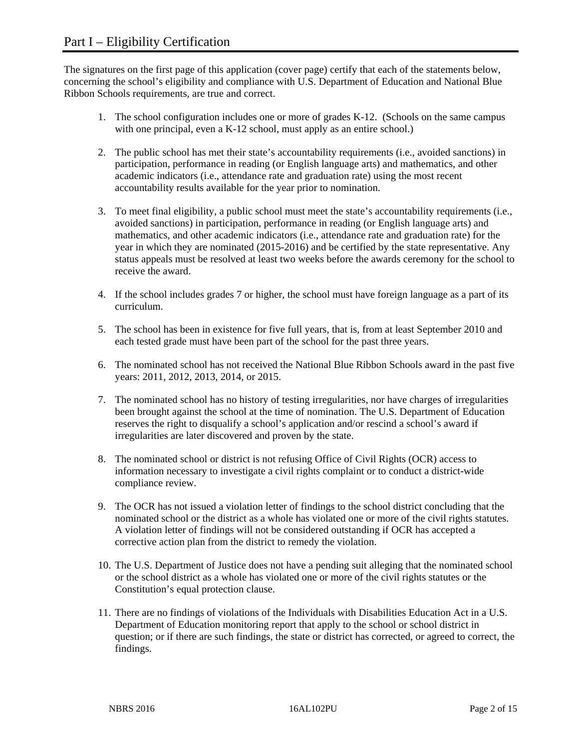# Part I – Eligibility Certification

The signatures on the first page of this application (cover page) certify that each of the statements below, concerning the school's eligibility and compliance with U.S. Department of Education and National Blue Ribbon Schools requirements, are true and correct.

1. The school configuration includes one or more of grades K-12. (Schools on the same campus with one principal, even a K-12 school, must apply as an entire school.)

2. The public school has met their state's accountability requirements (i.e., avoided sanctions) in participation, performance in reading (or English language arts) and mathematics, and other academic indicators (i.e., attendance rate and graduation rate) using the most recent accountability results available for the year prior to nomination.

3. To meet final eligibility, a public school must meet the state's accountability requirements (i.e., avoided sanctions) in participation, performance in reading (or English language arts) and mathematics, and other academic indicators (i.e., attendance rate and graduation rate) for the year in which they are nominated (2015-2016) and be certified by the state representative. Any status appeals must be resolved at least two weeks before the awards ceremony for the school to receive the award.

4. If the school includes grades 7 or higher, the school must have foreign language as a part of its curriculum.

5. The school has been in existence for five full years, that is, from at least September 2010 and each tested grade must have been part of the school for the past three years.

6. The nominated school has not received the National Blue Ribbon Schools award in the past five years: 2011, 2012, 2013, 2014, or 2015.

7. The nominated school has no history of testing irregularities, nor have charges of irregularities been brought against the school at the time of nomination. The U.S. Department of Education reserves the right to disqualify a school's application and/or rescind a school's award if irregularities are later discovered and proven by the state.

8. The nominated school or district is not refusing Office of Civil Rights (OCR) access to information necessary to investigate a civil rights complaint or to conduct a district-wide compliance review.

9. The OCR has not issued a violation letter of findings to the school district concluding that the nominated school or the district as a whole has violated one or more of the civil rights statutes. A violation letter of findings will not be considered outstanding if OCR has accepted a corrective action plan from the district to remedy the violation.

10. The U.S. Department of Justice does not have a pending suit alleging that the nominated school or the school district as a whole has violated one or more of the civil rights statutes or the Constitution's equal protection clause.

11. There are no findings of violations of the Individuals with Disabilities Education Act in a U.S. Department of Education monitoring report that apply to the school or school district in question; or if there are such findings, the state or district has corrected, or agreed to correct, the findings.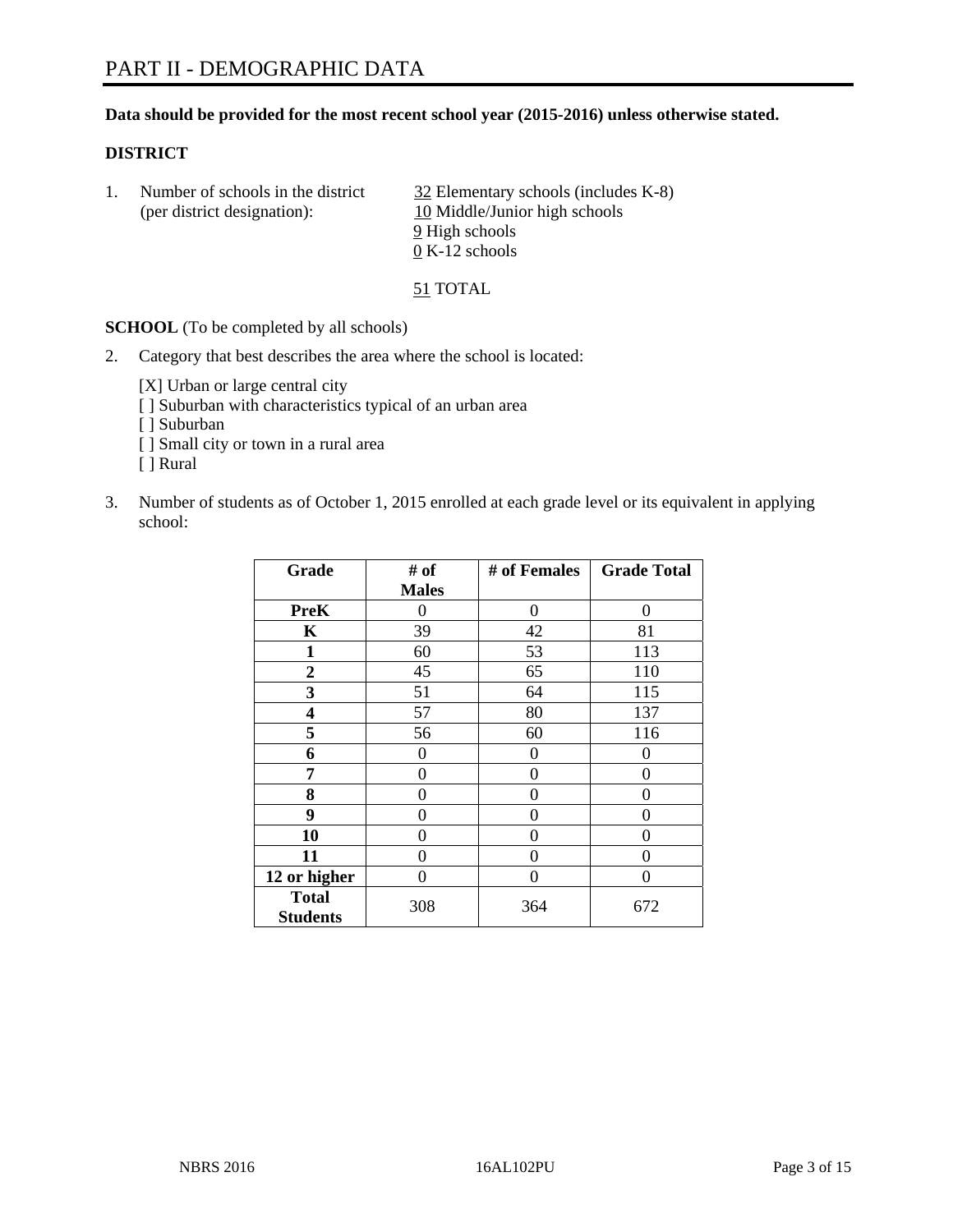# PART II - DEMOGRAPHIC DATA

**Data should be provided for the most recent school year (2015-2016) unless otherwise stated.**

**DISTRICT**

1. Number of schools in the district (per district designation):
   32 Elementary schools (includes K-8)
   10 Middle/Junior high schools
   9 High schools
   0 K-12 schools

   51 TOTAL

**SCHOOL** (To be completed by all schools)

2. Category that best describes the area where the school is located:

   [X] Urban or large central city
   [ ] Suburban with characteristics typical of an urban area
   [ ] Suburban
   [ ] Small city or town in a rural area
   [ ] Rural

3. Number of students as of October 1, 2015 enrolled at each grade level or its equivalent in applying school:

| Grade | # of Males | # of Females | Grade Total |
|---|---|---|---|
| **PreK** | 0 | 0 | 0 |
| **K** | 39 | 42 | 81 |
| **1** | 60 | 53 | 113 |
| **2** | 45 | 65 | 110 |
| **3** | 51 | 64 | 115 |
| **4** | 57 | 80 | 137 |
| **5** | 56 | 60 | 116 |
| **6** | 0 | 0 | 0 |
| **7** | 0 | 0 | 0 |
| **8** | 0 | 0 | 0 |
| **9** | 0 | 0 | 0 |
| **10** | 0 | 0 | 0 |
| **11** | 0 | 0 | 0 |
| **12 or higher** | 0 | 0 | 0 |
| **Total Students** | 308 | 364 | 672 |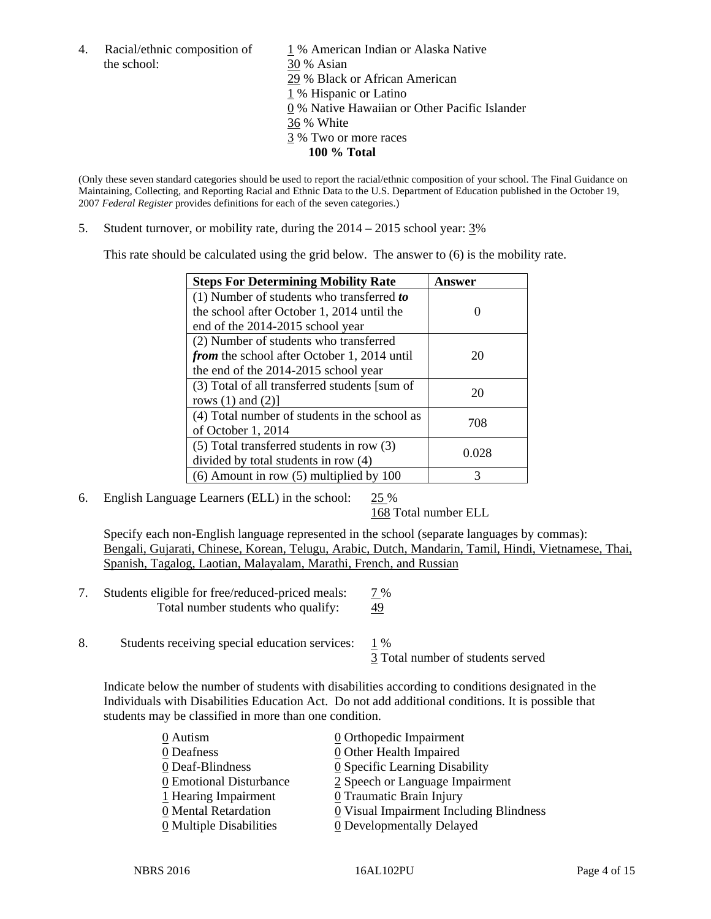4. Racial/ethnic composition of the school:

1 % American Indian or Alaska Native
30 % Asian
29 % Black or African American
1 % Hispanic or Latino
0 % Native Hawaiian or Other Pacific Islander
36 % White
3 % Two or more races
**100 % Total**

(Only these seven standard categories should be used to report the racial/ethnic composition of your school. The Final Guidance on Maintaining, Collecting, and Reporting Racial and Ethnic Data to the U.S. Department of Education published in the October 19, 2007 *Federal Register* provides definitions for each of the seven categories.)

5. Student turnover, or mobility rate, during the 2014 – 2015 school year: 3%

This rate should be calculated using the grid below. The answer to (6) is the mobility rate.

| Steps For Determining Mobility Rate | Answer |
|---|---|
| (1) Number of students who transferred ***to*** the school after October 1, 2014 until the end of the 2014-2015 school year | 0 |
| (2) Number of students who transferred ***from*** the school after October 1, 2014 until the end of the 2014-2015 school year | 20 |
| (3) Total of all transferred students [sum of rows (1) and (2)] | 20 |
| (4) Total number of students in the school as of October 1, 2014 | 708 |
| (5) Total transferred students in row (3) divided by total students in row (4) | 0.028 |
| (6) Amount in row (5) multiplied by 100 | 3 |

6. English Language Learners (ELL) in the school: 25 %
168 Total number ELL

Specify each non-English language represented in the school (separate languages by commas):
Bengali, Gujarati, Chinese, Korean, Telugu, Arabic, Dutch, Mandarin, Tamil, Hindi, Vietnamese, Thai, Spanish, Tagalog, Laotian, Malayalam, Marathi, French, and Russian

7. Students eligible for free/reduced-priced meals: 7 %
Total number students who qualify: 49

8. Students receiving special education services: 1 %
3 Total number of students served

Indicate below the number of students with disabilities according to conditions designated in the Individuals with Disabilities Education Act. Do not add additional conditions. It is possible that students may be classified in more than one condition.

0 Autism
0 Deafness
0 Deaf-Blindness
0 Emotional Disturbance
1 Hearing Impairment
0 Mental Retardation
0 Multiple Disabilities
0 Orthopedic Impairment
0 Other Health Impaired
0 Specific Learning Disability
2 Speech or Language Impairment
0 Traumatic Brain Injury
0 Visual Impairment Including Blindness
0 Developmentally Delayed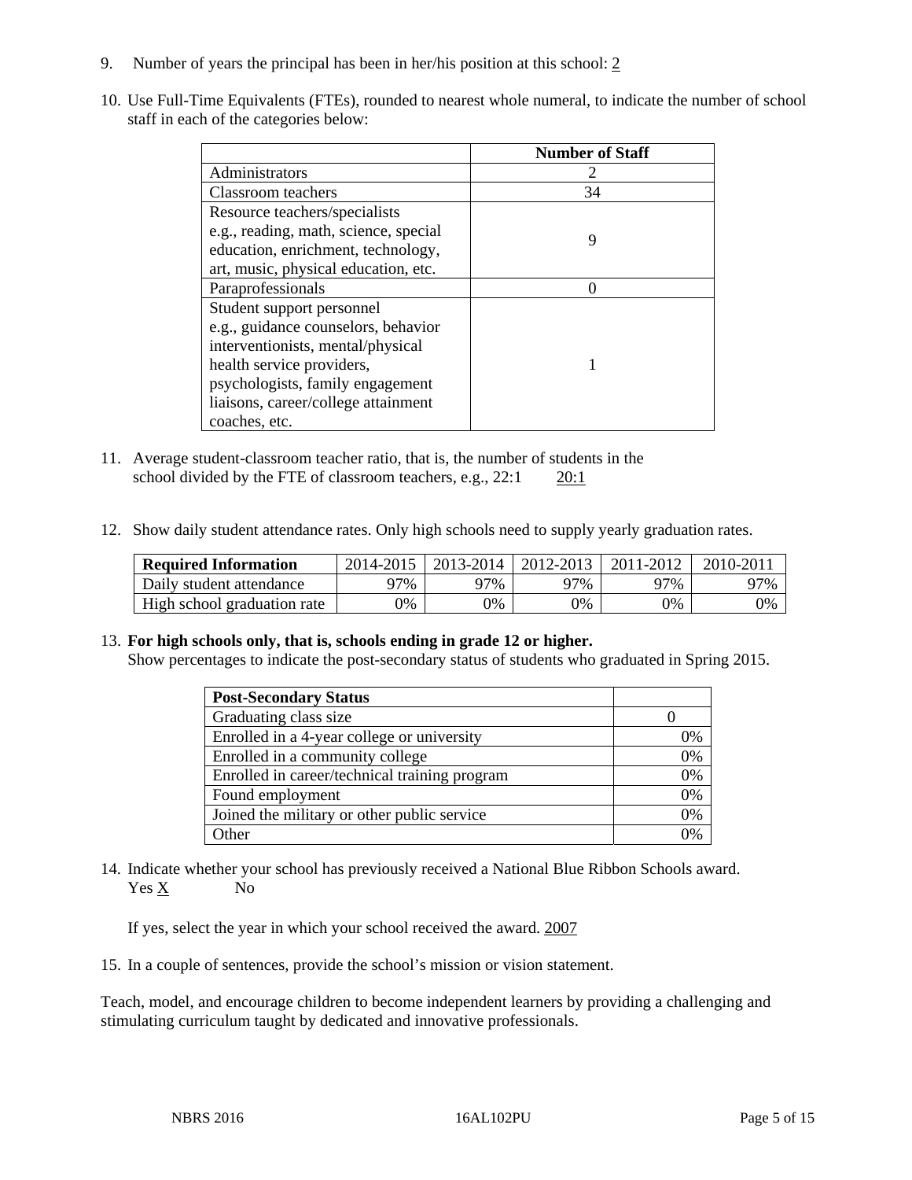9. Number of years the principal has been in her/his position at this school: 2

10. Use Full-Time Equivalents (FTEs), rounded to nearest whole numeral, to indicate the number of school staff in each of the categories below:

| | Number of Staff |
|---|---|
| Administrators | 2 |
| Classroom teachers | 34 |
| Resource teachers/specialists e.g., reading, math, science, special education, enrichment, technology, art, music, physical education, etc. | 9 |
| Paraprofessionals | 0 |
| Student support personnel e.g., guidance counselors, behavior interventionists, mental/physical health service providers, psychologists, family engagement liaisons, career/college attainment coaches, etc. | 1 |

11. Average student-classroom teacher ratio, that is, the number of students in the school divided by the FTE of classroom teachers, e.g., 22:1 20:1

12. Show daily student attendance rates. Only high schools need to supply yearly graduation rates.

| Required Information | 2014-2015 | 2013-2014 | 2012-2013 | 2011-2012 | 2010-2011 |
|---|---|---|---|---|---|
| Daily student attendance | 97% | 97% | 97% | 97% | 97% |
| High school graduation rate | 0% | 0% | 0% | 0% | 0% |

13. **For high schools only, that is, schools ending in grade 12 or higher.**
Show percentages to indicate the post-secondary status of students who graduated in Spring 2015.

| Post-Secondary Status | |
|---|---|
| Graduating class size | 0 |
| Enrolled in a 4-year college or university | 0% |
| Enrolled in a community college | 0% |
| Enrolled in career/technical training program | 0% |
| Found employment | 0% |
| Joined the military or other public service | 0% |
| Other | 0% |

14. Indicate whether your school has previously received a National Blue Ribbon Schools award.
Yes X No

If yes, select the year in which your school received the award. 2007

15. In a couple of sentences, provide the school's mission or vision statement.

Teach, model, and encourage children to become independent learners by providing a challenging and stimulating curriculum taught by dedicated and innovative professionals.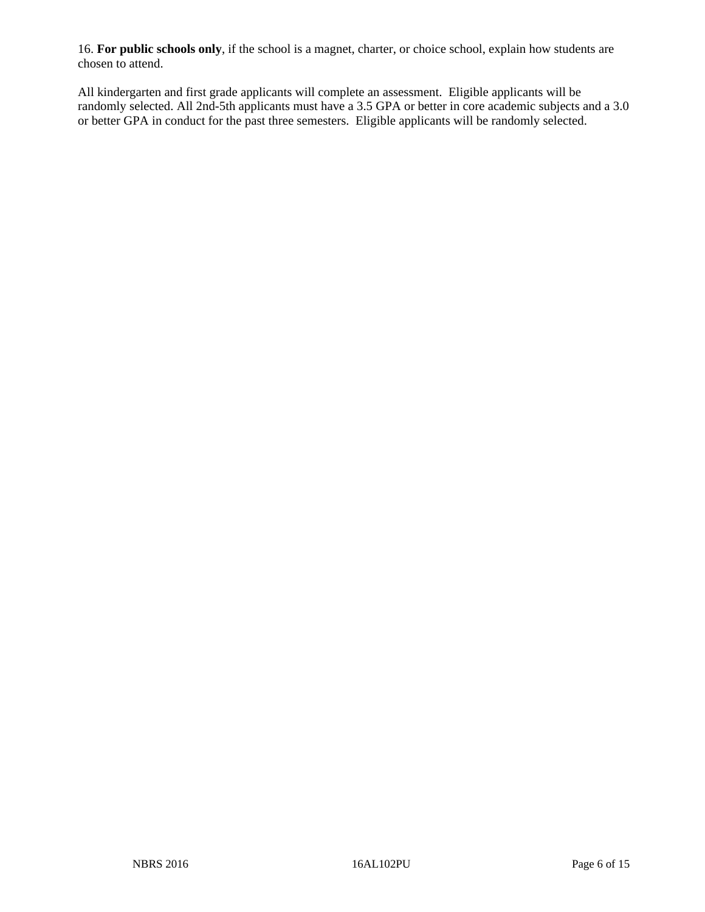16. **For public schools only**, if the school is a magnet, charter, or choice school, explain how students are chosen to attend.

All kindergarten and first grade applicants will complete an assessment. Eligible applicants will be randomly selected. All 2nd-5th applicants must have a 3.5 GPA or better in core academic subjects and a 3.0 or better GPA in conduct for the past three semesters. Eligible applicants will be randomly selected.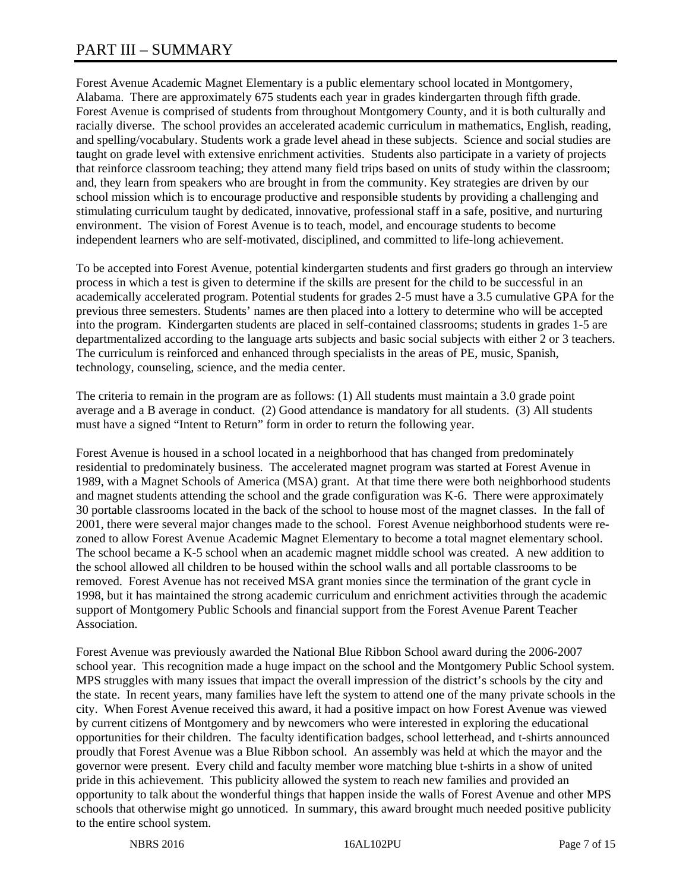# PART III – SUMMARY

Forest Avenue Academic Magnet Elementary is a public elementary school located in Montgomery, Alabama. There are approximately 675 students each year in grades kindergarten through fifth grade. Forest Avenue is comprised of students from throughout Montgomery County, and it is both culturally and racially diverse. The school provides an accelerated academic curriculum in mathematics, English, reading, and spelling/vocabulary. Students work a grade level ahead in these subjects. Science and social studies are taught on grade level with extensive enrichment activities. Students also participate in a variety of projects that reinforce classroom teaching; they attend many field trips based on units of study within the classroom; and, they learn from speakers who are brought in from the community. Key strategies are driven by our school mission which is to encourage productive and responsible students by providing a challenging and stimulating curriculum taught by dedicated, innovative, professional staff in a safe, positive, and nurturing environment. The vision of Forest Avenue is to teach, model, and encourage students to become independent learners who are self-motivated, disciplined, and committed to life-long achievement.

To be accepted into Forest Avenue, potential kindergarten students and first graders go through an interview process in which a test is given to determine if the skills are present for the child to be successful in an academically accelerated program. Potential students for grades 2-5 must have a 3.5 cumulative GPA for the previous three semesters. Students' names are then placed into a lottery to determine who will be accepted into the program. Kindergarten students are placed in self-contained classrooms; students in grades 1-5 are departmentalized according to the language arts subjects and basic social subjects with either 2 or 3 teachers. The curriculum is reinforced and enhanced through specialists in the areas of PE, music, Spanish, technology, counseling, science, and the media center.

The criteria to remain in the program are as follows: (1) All students must maintain a 3.0 grade point average and a B average in conduct. (2) Good attendance is mandatory for all students. (3) All students must have a signed "Intent to Return" form in order to return the following year.

Forest Avenue is housed in a school located in a neighborhood that has changed from predominately residential to predominately business. The accelerated magnet program was started at Forest Avenue in 1989, with a Magnet Schools of America (MSA) grant. At that time there were both neighborhood students and magnet students attending the school and the grade configuration was K-6. There were approximately 30 portable classrooms located in the back of the school to house most of the magnet classes. In the fall of 2001, there were several major changes made to the school. Forest Avenue neighborhood students were re-zoned to allow Forest Avenue Academic Magnet Elementary to become a total magnet elementary school. The school became a K-5 school when an academic magnet middle school was created. A new addition to the school allowed all children to be housed within the school walls and all portable classrooms to be removed. Forest Avenue has not received MSA grant monies since the termination of the grant cycle in 1998, but it has maintained the strong academic curriculum and enrichment activities through the academic support of Montgomery Public Schools and financial support from the Forest Avenue Parent Teacher Association.

Forest Avenue was previously awarded the National Blue Ribbon School award during the 2006-2007 school year. This recognition made a huge impact on the school and the Montgomery Public School system. MPS struggles with many issues that impact the overall impression of the district's schools by the city and the state. In recent years, many families have left the system to attend one of the many private schools in the city. When Forest Avenue received this award, it had a positive impact on how Forest Avenue was viewed by current citizens of Montgomery and by newcomers who were interested in exploring the educational opportunities for their children. The faculty identification badges, school letterhead, and t-shirts announced proudly that Forest Avenue was a Blue Ribbon school. An assembly was held at which the mayor and the governor were present. Every child and faculty member wore matching blue t-shirts in a show of united pride in this achievement. This publicity allowed the system to reach new families and provided an opportunity to talk about the wonderful things that happen inside the walls of Forest Avenue and other MPS schools that otherwise might go unnoticed. In summary, this award brought much needed positive publicity to the entire school system.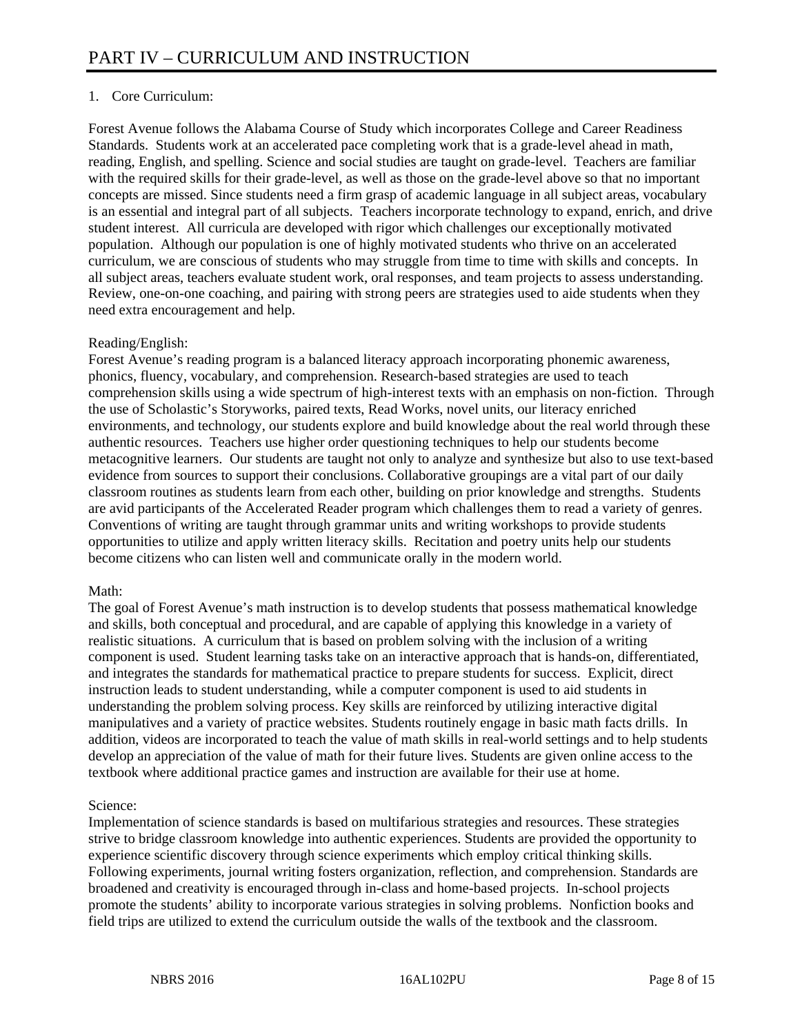# PART IV – CURRICULUM AND INSTRUCTION

1. Core Curriculum:

Forest Avenue follows the Alabama Course of Study which incorporates College and Career Readiness Standards. Students work at an accelerated pace completing work that is a grade-level ahead in math, reading, English, and spelling. Science and social studies are taught on grade-level. Teachers are familiar with the required skills for their grade-level, as well as those on the grade-level above so that no important concepts are missed. Since students need a firm grasp of academic language in all subject areas, vocabulary is an essential and integral part of all subjects. Teachers incorporate technology to expand, enrich, and drive student interest. All curricula are developed with rigor which challenges our exceptionally motivated population. Although our population is one of highly motivated students who thrive on an accelerated curriculum, we are conscious of students who may struggle from time to time with skills and concepts. In all subject areas, teachers evaluate student work, oral responses, and team projects to assess understanding. Review, one-on-one coaching, and pairing with strong peers are strategies used to aide students when they need extra encouragement and help.

Reading/English:
Forest Avenue's reading program is a balanced literacy approach incorporating phonemic awareness, phonics, fluency, vocabulary, and comprehension. Research-based strategies are used to teach comprehension skills using a wide spectrum of high-interest texts with an emphasis on non-fiction. Through the use of Scholastic's Storyworks, paired texts, Read Works, novel units, our literacy enriched environments, and technology, our students explore and build knowledge about the real world through these authentic resources. Teachers use higher order questioning techniques to help our students become metacognitive learners. Our students are taught not only to analyze and synthesize but also to use text-based evidence from sources to support their conclusions. Collaborative groupings are a vital part of our daily classroom routines as students learn from each other, building on prior knowledge and strengths. Students are avid participants of the Accelerated Reader program which challenges them to read a variety of genres. Conventions of writing are taught through grammar units and writing workshops to provide students opportunities to utilize and apply written literacy skills. Recitation and poetry units help our students become citizens who can listen well and communicate orally in the modern world.

Math:
The goal of Forest Avenue's math instruction is to develop students that possess mathematical knowledge and skills, both conceptual and procedural, and are capable of applying this knowledge in a variety of realistic situations. A curriculum that is based on problem solving with the inclusion of a writing component is used. Student learning tasks take on an interactive approach that is hands-on, differentiated, and integrates the standards for mathematical practice to prepare students for success. Explicit, direct instruction leads to student understanding, while a computer component is used to aid students in understanding the problem solving process. Key skills are reinforced by utilizing interactive digital manipulatives and a variety of practice websites. Students routinely engage in basic math facts drills. In addition, videos are incorporated to teach the value of math skills in real-world settings and to help students develop an appreciation of the value of math for their future lives. Students are given online access to the textbook where additional practice games and instruction are available for their use at home.

Science:
Implementation of science standards is based on multifarious strategies and resources. These strategies strive to bridge classroom knowledge into authentic experiences. Students are provided the opportunity to experience scientific discovery through science experiments which employ critical thinking skills. Following experiments, journal writing fosters organization, reflection, and comprehension. Standards are broadened and creativity is encouraged through in-class and home-based projects. In-school projects promote the students' ability to incorporate various strategies in solving problems. Nonfiction books and field trips are utilized to extend the curriculum outside the walls of the textbook and the classroom.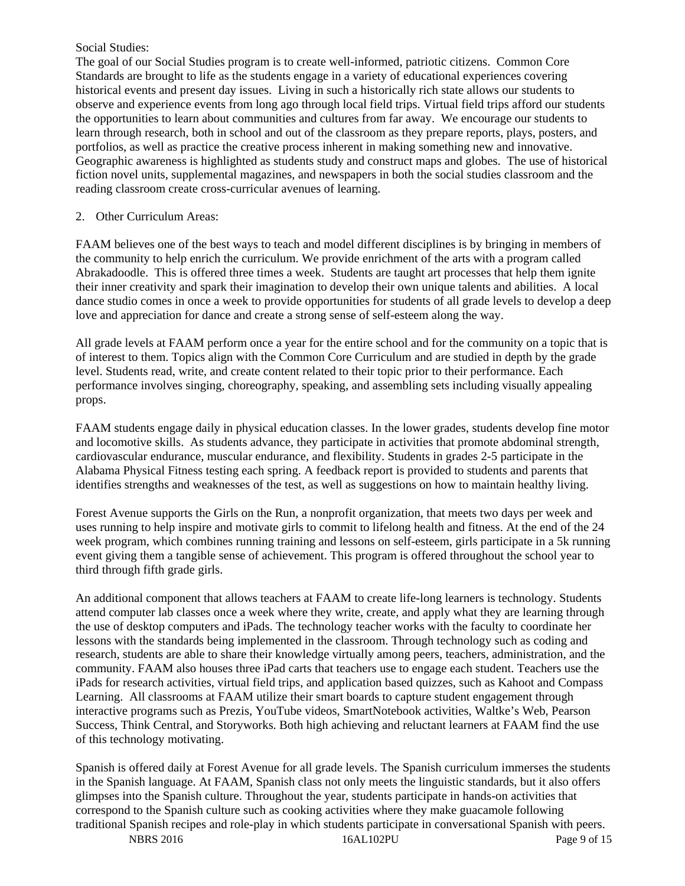Social Studies:

The goal of our Social Studies program is to create well-informed, patriotic citizens. Common Core Standards are brought to life as the students engage in a variety of educational experiences covering historical events and present day issues. Living in such a historically rich state allows our students to observe and experience events from long ago through local field trips. Virtual field trips afford our students the opportunities to learn about communities and cultures from far away. We encourage our students to learn through research, both in school and out of the classroom as they prepare reports, plays, posters, and portfolios, as well as practice the creative process inherent in making something new and innovative. Geographic awareness is highlighted as students study and construct maps and globes. The use of historical fiction novel units, supplemental magazines, and newspapers in both the social studies classroom and the reading classroom create cross-curricular avenues of learning.

2. Other Curriculum Areas:

FAAM believes one of the best ways to teach and model different disciplines is by bringing in members of the community to help enrich the curriculum. We provide enrichment of the arts with a program called Abrakadoodle. This is offered three times a week. Students are taught art processes that help them ignite their inner creativity and spark their imagination to develop their own unique talents and abilities. A local dance studio comes in once a week to provide opportunities for students of all grade levels to develop a deep love and appreciation for dance and create a strong sense of self-esteem along the way.

All grade levels at FAAM perform once a year for the entire school and for the community on a topic that is of interest to them. Topics align with the Common Core Curriculum and are studied in depth by the grade level. Students read, write, and create content related to their topic prior to their performance. Each performance involves singing, choreography, speaking, and assembling sets including visually appealing props.

FAAM students engage daily in physical education classes. In the lower grades, students develop fine motor and locomotive skills. As students advance, they participate in activities that promote abdominal strength, cardiovascular endurance, muscular endurance, and flexibility. Students in grades 2-5 participate in the Alabama Physical Fitness testing each spring. A feedback report is provided to students and parents that identifies strengths and weaknesses of the test, as well as suggestions on how to maintain healthy living.

Forest Avenue supports the Girls on the Run, a nonprofit organization, that meets two days per week and uses running to help inspire and motivate girls to commit to lifelong health and fitness. At the end of the 24 week program, which combines running training and lessons on self-esteem, girls participate in a 5k running event giving them a tangible sense of achievement. This program is offered throughout the school year to third through fifth grade girls.

An additional component that allows teachers at FAAM to create life-long learners is technology. Students attend computer lab classes once a week where they write, create, and apply what they are learning through the use of desktop computers and iPads. The technology teacher works with the faculty to coordinate her lessons with the standards being implemented in the classroom. Through technology such as coding and research, students are able to share their knowledge virtually among peers, teachers, administration, and the community. FAAM also houses three iPad carts that teachers use to engage each student. Teachers use the iPads for research activities, virtual field trips, and application based quizzes, such as Kahoot and Compass Learning. All classrooms at FAAM utilize their smart boards to capture student engagement through interactive programs such as Prezis, YouTube videos, SmartNotebook activities, Waltke's Web, Pearson Success, Think Central, and Storyworks. Both high achieving and reluctant learners at FAAM find the use of this technology motivating.

Spanish is offered daily at Forest Avenue for all grade levels. The Spanish curriculum immerses the students in the Spanish language. At FAAM, Spanish class not only meets the linguistic standards, but it also offers glimpses into the Spanish culture. Throughout the year, students participate in hands-on activities that correspond to the Spanish culture such as cooking activities where they make guacamole following traditional Spanish recipes and role-play in which students participate in conversational Spanish with peers.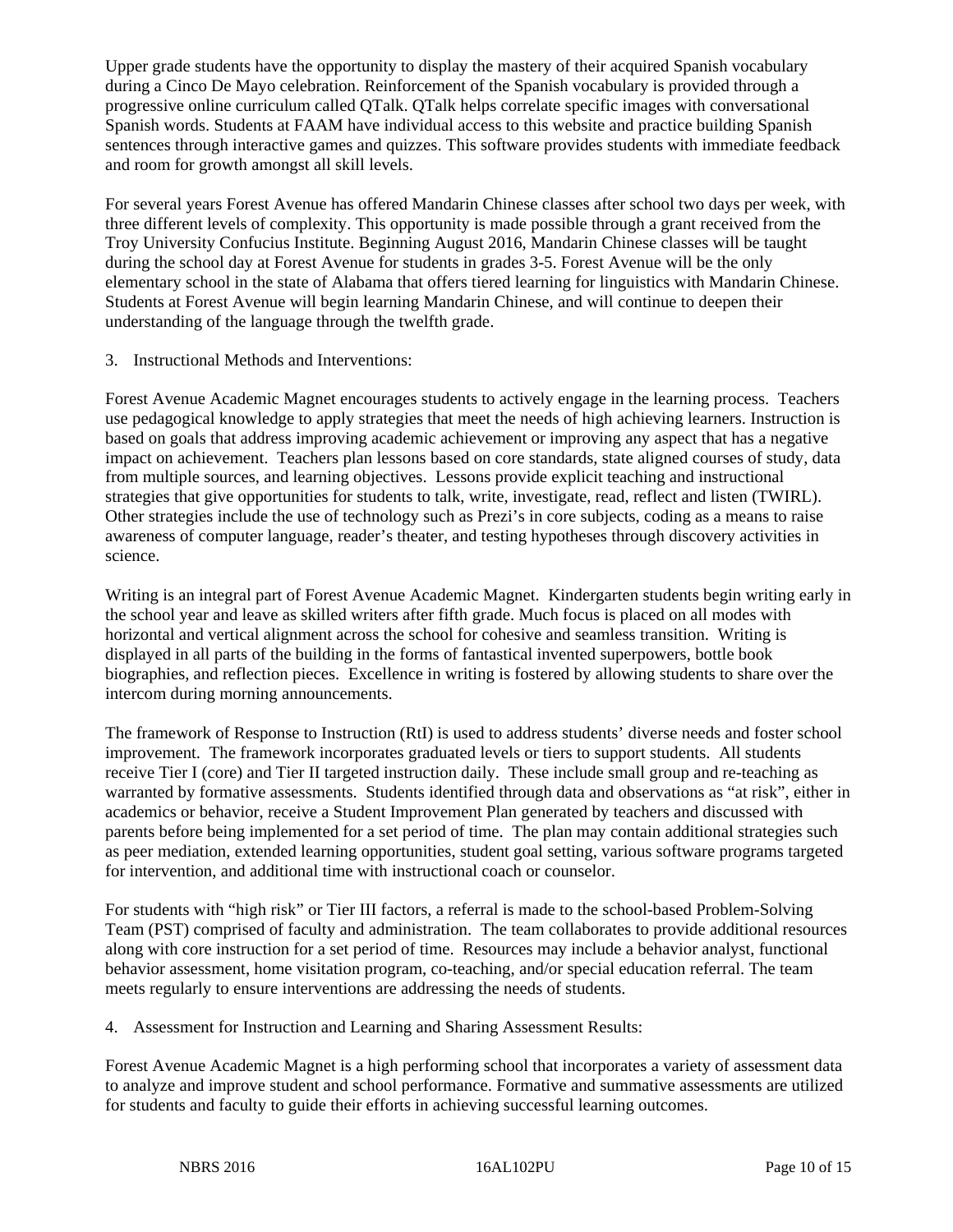Upper grade students have the opportunity to display the mastery of their acquired Spanish vocabulary during a Cinco De Mayo celebration. Reinforcement of the Spanish vocabulary is provided through a progressive online curriculum called QTalk. QTalk helps correlate specific images with conversational Spanish words. Students at FAAM have individual access to this website and practice building Spanish sentences through interactive games and quizzes. This software provides students with immediate feedback and room for growth amongst all skill levels.

For several years Forest Avenue has offered Mandarin Chinese classes after school two days per week, with three different levels of complexity. This opportunity is made possible through a grant received from the Troy University Confucius Institute. Beginning August 2016, Mandarin Chinese classes will be taught during the school day at Forest Avenue for students in grades 3-5. Forest Avenue will be the only elementary school in the state of Alabama that offers tiered learning for linguistics with Mandarin Chinese. Students at Forest Avenue will begin learning Mandarin Chinese, and will continue to deepen their understanding of the language through the twelfth grade.

3. Instructional Methods and Interventions:

Forest Avenue Academic Magnet encourages students to actively engage in the learning process. Teachers use pedagogical knowledge to apply strategies that meet the needs of high achieving learners. Instruction is based on goals that address improving academic achievement or improving any aspect that has a negative impact on achievement. Teachers plan lessons based on core standards, state aligned courses of study, data from multiple sources, and learning objectives. Lessons provide explicit teaching and instructional strategies that give opportunities for students to talk, write, investigate, read, reflect and listen (TWIRL). Other strategies include the use of technology such as Prezi's in core subjects, coding as a means to raise awareness of computer language, reader's theater, and testing hypotheses through discovery activities in science.

Writing is an integral part of Forest Avenue Academic Magnet. Kindergarten students begin writing early in the school year and leave as skilled writers after fifth grade. Much focus is placed on all modes with horizontal and vertical alignment across the school for cohesive and seamless transition. Writing is displayed in all parts of the building in the forms of fantastical invented superpowers, bottle book biographies, and reflection pieces. Excellence in writing is fostered by allowing students to share over the intercom during morning announcements.

The framework of Response to Instruction (RtI) is used to address students' diverse needs and foster school improvement. The framework incorporates graduated levels or tiers to support students. All students receive Tier I (core) and Tier II targeted instruction daily. These include small group and re-teaching as warranted by formative assessments. Students identified through data and observations as "at risk", either in academics or behavior, receive a Student Improvement Plan generated by teachers and discussed with parents before being implemented for a set period of time. The plan may contain additional strategies such as peer mediation, extended learning opportunities, student goal setting, various software programs targeted for intervention, and additional time with instructional coach or counselor.

For students with "high risk" or Tier III factors, a referral is made to the school-based Problem-Solving Team (PST) comprised of faculty and administration. The team collaborates to provide additional resources along with core instruction for a set period of time. Resources may include a behavior analyst, functional behavior assessment, home visitation program, co-teaching, and/or special education referral. The team meets regularly to ensure interventions are addressing the needs of students.

4. Assessment for Instruction and Learning and Sharing Assessment Results:

Forest Avenue Academic Magnet is a high performing school that incorporates a variety of assessment data to analyze and improve student and school performance. Formative and summative assessments are utilized for students and faculty to guide their efforts in achieving successful learning outcomes.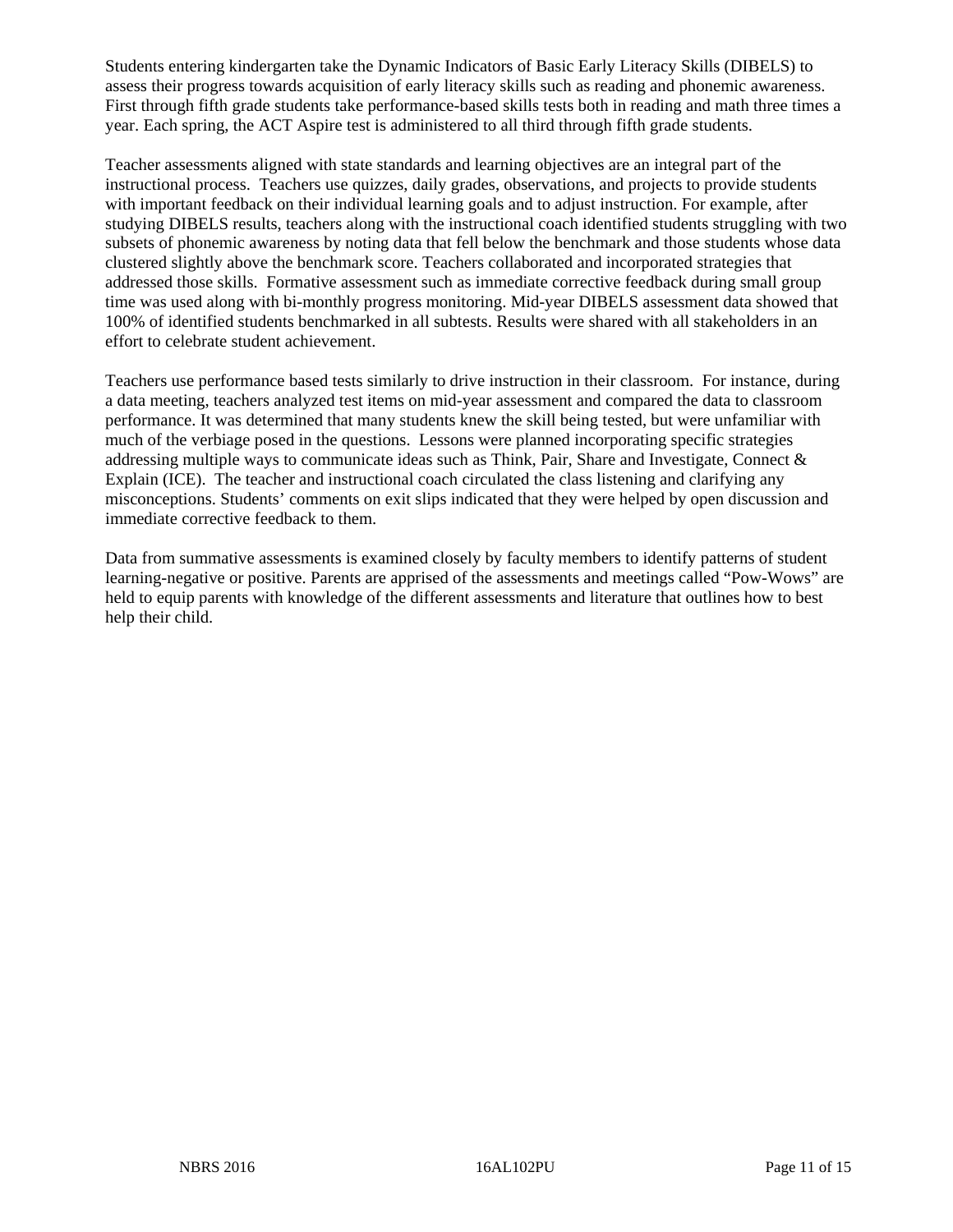Students entering kindergarten take the Dynamic Indicators of Basic Early Literacy Skills (DIBELS) to assess their progress towards acquisition of early literacy skills such as reading and phonemic awareness. First through fifth grade students take performance-based skills tests both in reading and math three times a year. Each spring, the ACT Aspire test is administered to all third through fifth grade students.

Teacher assessments aligned with state standards and learning objectives are an integral part of the instructional process. Teachers use quizzes, daily grades, observations, and projects to provide students with important feedback on their individual learning goals and to adjust instruction. For example, after studying DIBELS results, teachers along with the instructional coach identified students struggling with two subsets of phonemic awareness by noting data that fell below the benchmark and those students whose data clustered slightly above the benchmark score. Teachers collaborated and incorporated strategies that addressed those skills. Formative assessment such as immediate corrective feedback during small group time was used along with bi-monthly progress monitoring. Mid-year DIBELS assessment data showed that 100% of identified students benchmarked in all subtests. Results were shared with all stakeholders in an effort to celebrate student achievement.

Teachers use performance based tests similarly to drive instruction in their classroom. For instance, during a data meeting, teachers analyzed test items on mid-year assessment and compared the data to classroom performance. It was determined that many students knew the skill being tested, but were unfamiliar with much of the verbiage posed in the questions. Lessons were planned incorporating specific strategies addressing multiple ways to communicate ideas such as Think, Pair, Share and Investigate, Connect & Explain (ICE). The teacher and instructional coach circulated the class listening and clarifying any misconceptions. Students' comments on exit slips indicated that they were helped by open discussion and immediate corrective feedback to them.

Data from summative assessments is examined closely by faculty members to identify patterns of student learning-negative or positive. Parents are apprised of the assessments and meetings called "Pow-Wows" are held to equip parents with knowledge of the different assessments and literature that outlines how to best help their child.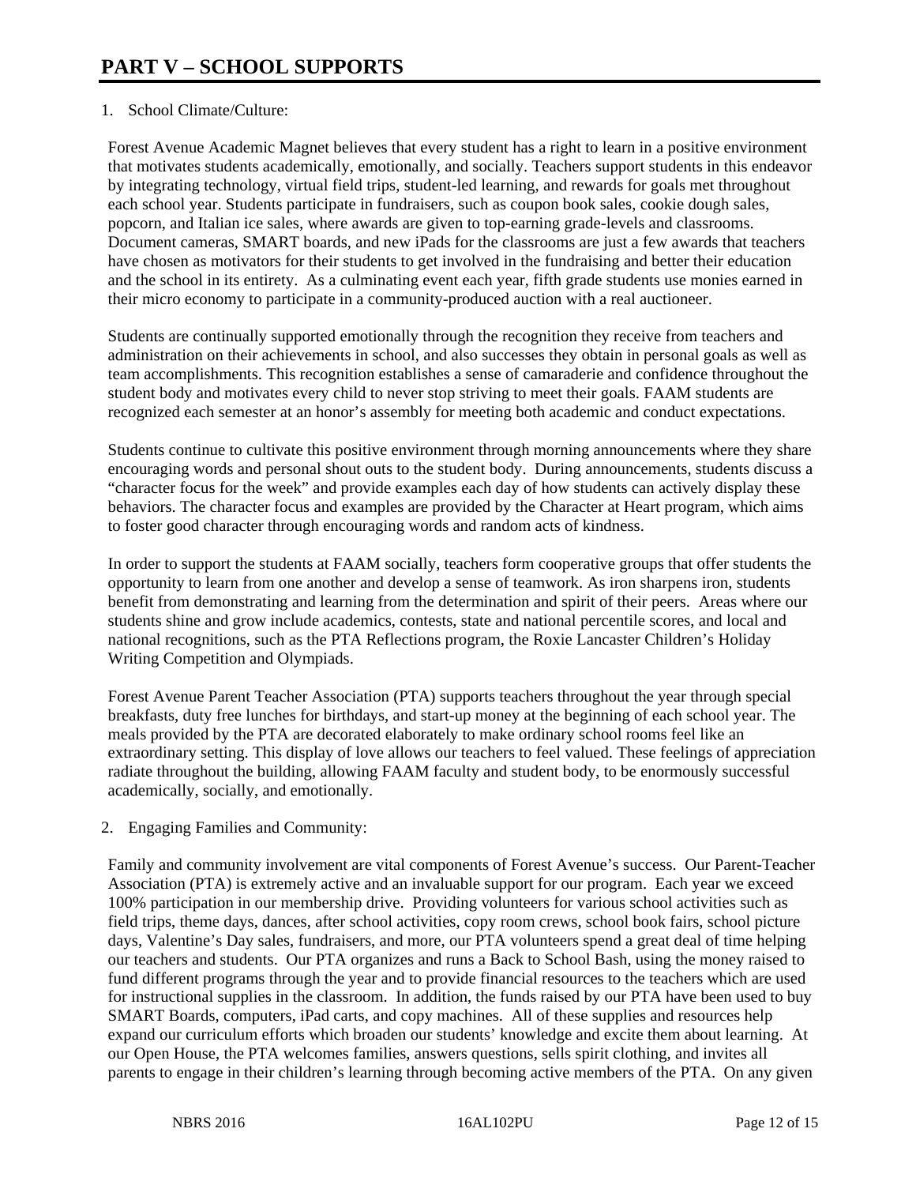# PART V – SCHOOL SUPPORTS

1. School Climate/Culture:

Forest Avenue Academic Magnet believes that every student has a right to learn in a positive environment that motivates students academically, emotionally, and socially. Teachers support students in this endeavor by integrating technology, virtual field trips, student-led learning, and rewards for goals met throughout each school year. Students participate in fundraisers, such as coupon book sales, cookie dough sales, popcorn, and Italian ice sales, where awards are given to top-earning grade-levels and classrooms. Document cameras, SMART boards, and new iPads for the classrooms are just a few awards that teachers have chosen as motivators for their students to get involved in the fundraising and better their education and the school in its entirety. As a culminating event each year, fifth grade students use monies earned in their micro economy to participate in a community-produced auction with a real auctioneer.

Students are continually supported emotionally through the recognition they receive from teachers and administration on their achievements in school, and also successes they obtain in personal goals as well as team accomplishments. This recognition establishes a sense of camaraderie and confidence throughout the student body and motivates every child to never stop striving to meet their goals. FAAM students are recognized each semester at an honor's assembly for meeting both academic and conduct expectations.

Students continue to cultivate this positive environment through morning announcements where they share encouraging words and personal shout outs to the student body. During announcements, students discuss a "character focus for the week" and provide examples each day of how students can actively display these behaviors. The character focus and examples are provided by the Character at Heart program, which aims to foster good character through encouraging words and random acts of kindness.

In order to support the students at FAAM socially, teachers form cooperative groups that offer students the opportunity to learn from one another and develop a sense of teamwork. As iron sharpens iron, students benefit from demonstrating and learning from the determination and spirit of their peers. Areas where our students shine and grow include academics, contests, state and national percentile scores, and local and national recognitions, such as the PTA Reflections program, the Roxie Lancaster Children's Holiday Writing Competition and Olympiads.

Forest Avenue Parent Teacher Association (PTA) supports teachers throughout the year through special breakfasts, duty free lunches for birthdays, and start-up money at the beginning of each school year. The meals provided by the PTA are decorated elaborately to make ordinary school rooms feel like an extraordinary setting. This display of love allows our teachers to feel valued. These feelings of appreciation radiate throughout the building, allowing FAAM faculty and student body, to be enormously successful academically, socially, and emotionally.

2. Engaging Families and Community:

Family and community involvement are vital components of Forest Avenue's success. Our Parent-Teacher Association (PTA) is extremely active and an invaluable support for our program. Each year we exceed 100% participation in our membership drive. Providing volunteers for various school activities such as field trips, theme days, dances, after school activities, copy room crews, school book fairs, school picture days, Valentine's Day sales, fundraisers, and more, our PTA volunteers spend a great deal of time helping our teachers and students. Our PTA organizes and runs a Back to School Bash, using the money raised to fund different programs through the year and to provide financial resources to the teachers which are used for instructional supplies in the classroom. In addition, the funds raised by our PTA have been used to buy SMART Boards, computers, iPad carts, and copy machines. All of these supplies and resources help expand our curriculum efforts which broaden our students' knowledge and excite them about learning. At our Open House, the PTA welcomes families, answers questions, sells spirit clothing, and invites all parents to engage in their children's learning through becoming active members of the PTA. On any given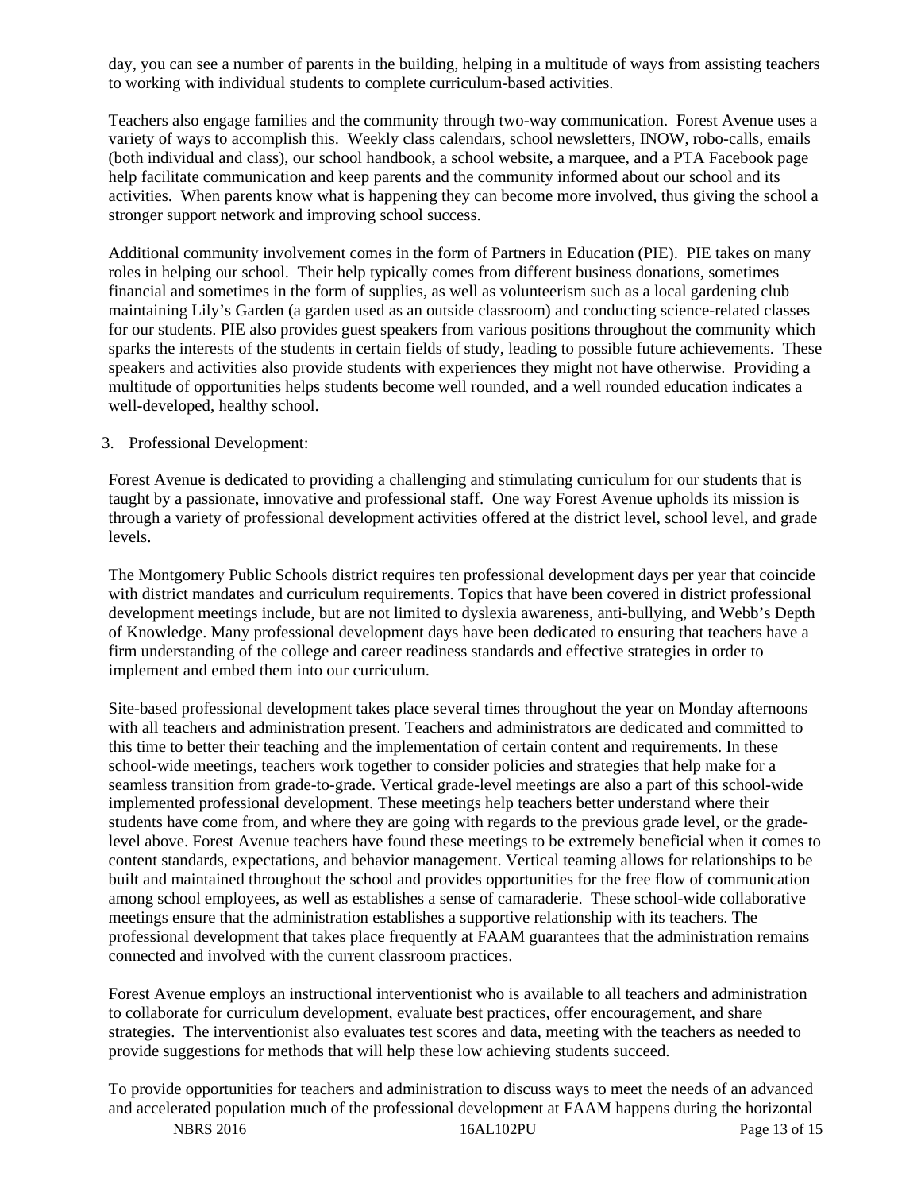day, you can see a number of parents in the building, helping in a multitude of ways from assisting teachers to working with individual students to complete curriculum-based activities.

Teachers also engage families and the community through two-way communication. Forest Avenue uses a variety of ways to accomplish this. Weekly class calendars, school newsletters, INOW, robo-calls, emails (both individual and class), our school handbook, a school website, a marquee, and a PTA Facebook page help facilitate communication and keep parents and the community informed about our school and its activities. When parents know what is happening they can become more involved, thus giving the school a stronger support network and improving school success.

Additional community involvement comes in the form of Partners in Education (PIE). PIE takes on many roles in helping our school. Their help typically comes from different business donations, sometimes financial and sometimes in the form of supplies, as well as volunteerism such as a local gardening club maintaining Lily's Garden (a garden used as an outside classroom) and conducting science-related classes for our students. PIE also provides guest speakers from various positions throughout the community which sparks the interests of the students in certain fields of study, leading to possible future achievements. These speakers and activities also provide students with experiences they might not have otherwise. Providing a multitude of opportunities helps students become well rounded, and a well rounded education indicates a well-developed, healthy school.

3. Professional Development:

Forest Avenue is dedicated to providing a challenging and stimulating curriculum for our students that is taught by a passionate, innovative and professional staff. One way Forest Avenue upholds its mission is through a variety of professional development activities offered at the district level, school level, and grade levels.

The Montgomery Public Schools district requires ten professional development days per year that coincide with district mandates and curriculum requirements. Topics that have been covered in district professional development meetings include, but are not limited to dyslexia awareness, anti-bullying, and Webb's Depth of Knowledge. Many professional development days have been dedicated to ensuring that teachers have a firm understanding of the college and career readiness standards and effective strategies in order to implement and embed them into our curriculum.

Site-based professional development takes place several times throughout the year on Monday afternoons with all teachers and administration present. Teachers and administrators are dedicated and committed to this time to better their teaching and the implementation of certain content and requirements. In these school-wide meetings, teachers work together to consider policies and strategies that help make for a seamless transition from grade-to-grade. Vertical grade-level meetings are also a part of this school-wide implemented professional development. These meetings help teachers better understand where their students have come from, and where they are going with regards to the previous grade level, or the grade-level above. Forest Avenue teachers have found these meetings to be extremely beneficial when it comes to content standards, expectations, and behavior management. Vertical teaming allows for relationships to be built and maintained throughout the school and provides opportunities for the free flow of communication among school employees, as well as establishes a sense of camaraderie. These school-wide collaborative meetings ensure that the administration establishes a supportive relationship with its teachers. The professional development that takes place frequently at FAAM guarantees that the administration remains connected and involved with the current classroom practices.

Forest Avenue employs an instructional interventionist who is available to all teachers and administration to collaborate for curriculum development, evaluate best practices, offer encouragement, and share strategies. The interventionist also evaluates test scores and data, meeting with the teachers as needed to provide suggestions for methods that will help these low achieving students succeed.

To provide opportunities for teachers and administration to discuss ways to meet the needs of an advanced and accelerated population much of the professional development at FAAM happens during the horizontal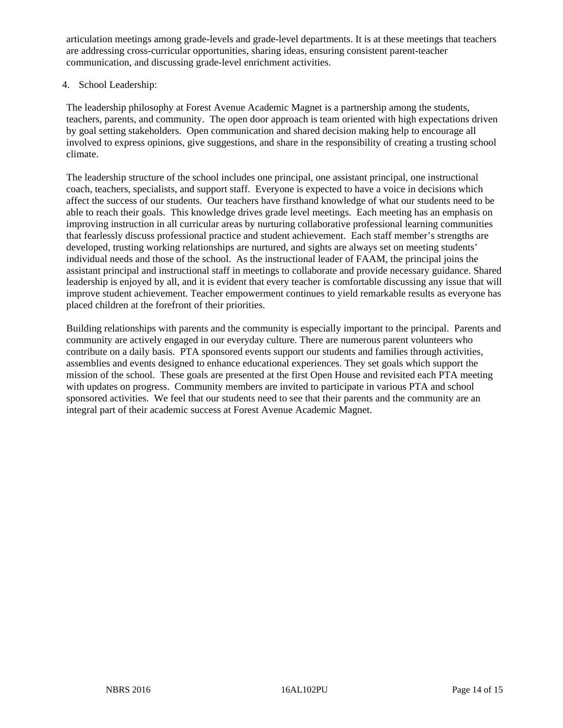articulation meetings among grade-levels and grade-level departments. It is at these meetings that teachers are addressing cross-curricular opportunities, sharing ideas, ensuring consistent parent-teacher communication, and discussing grade-level enrichment activities.

4. School Leadership:

The leadership philosophy at Forest Avenue Academic Magnet is a partnership among the students, teachers, parents, and community. The open door approach is team oriented with high expectations driven by goal setting stakeholders. Open communication and shared decision making help to encourage all involved to express opinions, give suggestions, and share in the responsibility of creating a trusting school climate.

The leadership structure of the school includes one principal, one assistant principal, one instructional coach, teachers, specialists, and support staff. Everyone is expected to have a voice in decisions which affect the success of our students. Our teachers have firsthand knowledge of what our students need to be able to reach their goals. This knowledge drives grade level meetings. Each meeting has an emphasis on improving instruction in all curricular areas by nurturing collaborative professional learning communities that fearlessly discuss professional practice and student achievement. Each staff member's strengths are developed, trusting working relationships are nurtured, and sights are always set on meeting students' individual needs and those of the school. As the instructional leader of FAAM, the principal joins the assistant principal and instructional staff in meetings to collaborate and provide necessary guidance. Shared leadership is enjoyed by all, and it is evident that every teacher is comfortable discussing any issue that will improve student achievement. Teacher empowerment continues to yield remarkable results as everyone has placed children at the forefront of their priorities.

Building relationships with parents and the community is especially important to the principal. Parents and community are actively engaged in our everyday culture. There are numerous parent volunteers who contribute on a daily basis. PTA sponsored events support our students and families through activities, assemblies and events designed to enhance educational experiences. They set goals which support the mission of the school. These goals are presented at the first Open House and revisited each PTA meeting with updates on progress. Community members are invited to participate in various PTA and school sponsored activities. We feel that our students need to see that their parents and the community are an integral part of their academic success at Forest Avenue Academic Magnet.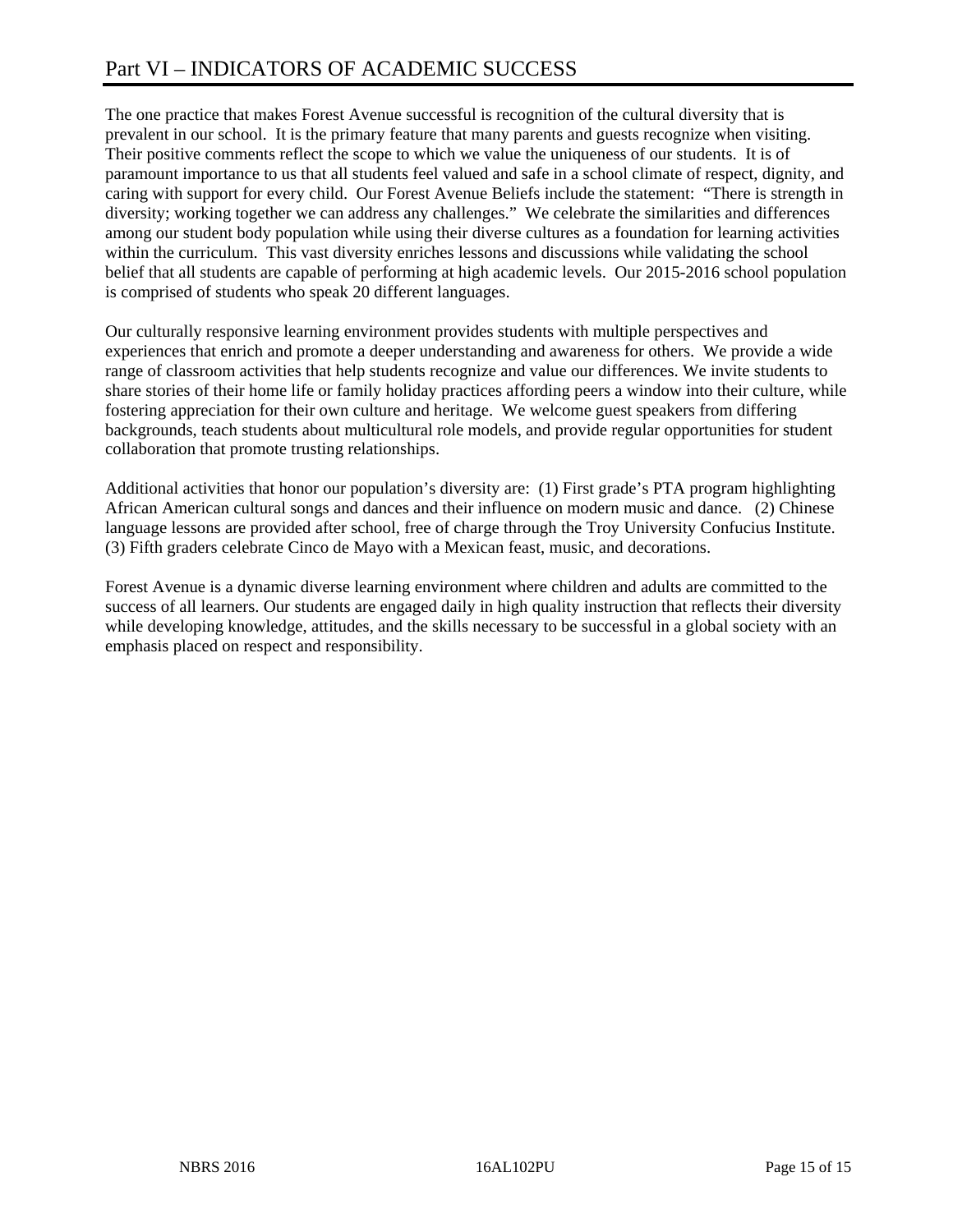# Part VI – INDICATORS OF ACADEMIC SUCCESS

The one practice that makes Forest Avenue successful is recognition of the cultural diversity that is prevalent in our school. It is the primary feature that many parents and guests recognize when visiting. Their positive comments reflect the scope to which we value the uniqueness of our students. It is of paramount importance to us that all students feel valued and safe in a school climate of respect, dignity, and caring with support for every child. Our Forest Avenue Beliefs include the statement: "There is strength in diversity; working together we can address any challenges." We celebrate the similarities and differences among our student body population while using their diverse cultures as a foundation for learning activities within the curriculum. This vast diversity enriches lessons and discussions while validating the school belief that all students are capable of performing at high academic levels. Our 2015-2016 school population is comprised of students who speak 20 different languages.

Our culturally responsive learning environment provides students with multiple perspectives and experiences that enrich and promote a deeper understanding and awareness for others. We provide a wide range of classroom activities that help students recognize and value our differences. We invite students to share stories of their home life or family holiday practices affording peers a window into their culture, while fostering appreciation for their own culture and heritage. We welcome guest speakers from differing backgrounds, teach students about multicultural role models, and provide regular opportunities for student collaboration that promote trusting relationships.

Additional activities that honor our population's diversity are: (1) First grade's PTA program highlighting African American cultural songs and dances and their influence on modern music and dance. (2) Chinese language lessons are provided after school, free of charge through the Troy University Confucius Institute. (3) Fifth graders celebrate Cinco de Mayo with a Mexican feast, music, and decorations.

Forest Avenue is a dynamic diverse learning environment where children and adults are committed to the success of all learners. Our students are engaged daily in high quality instruction that reflects their diversity while developing knowledge, attitudes, and the skills necessary to be successful in a global society with an emphasis placed on respect and responsibility.